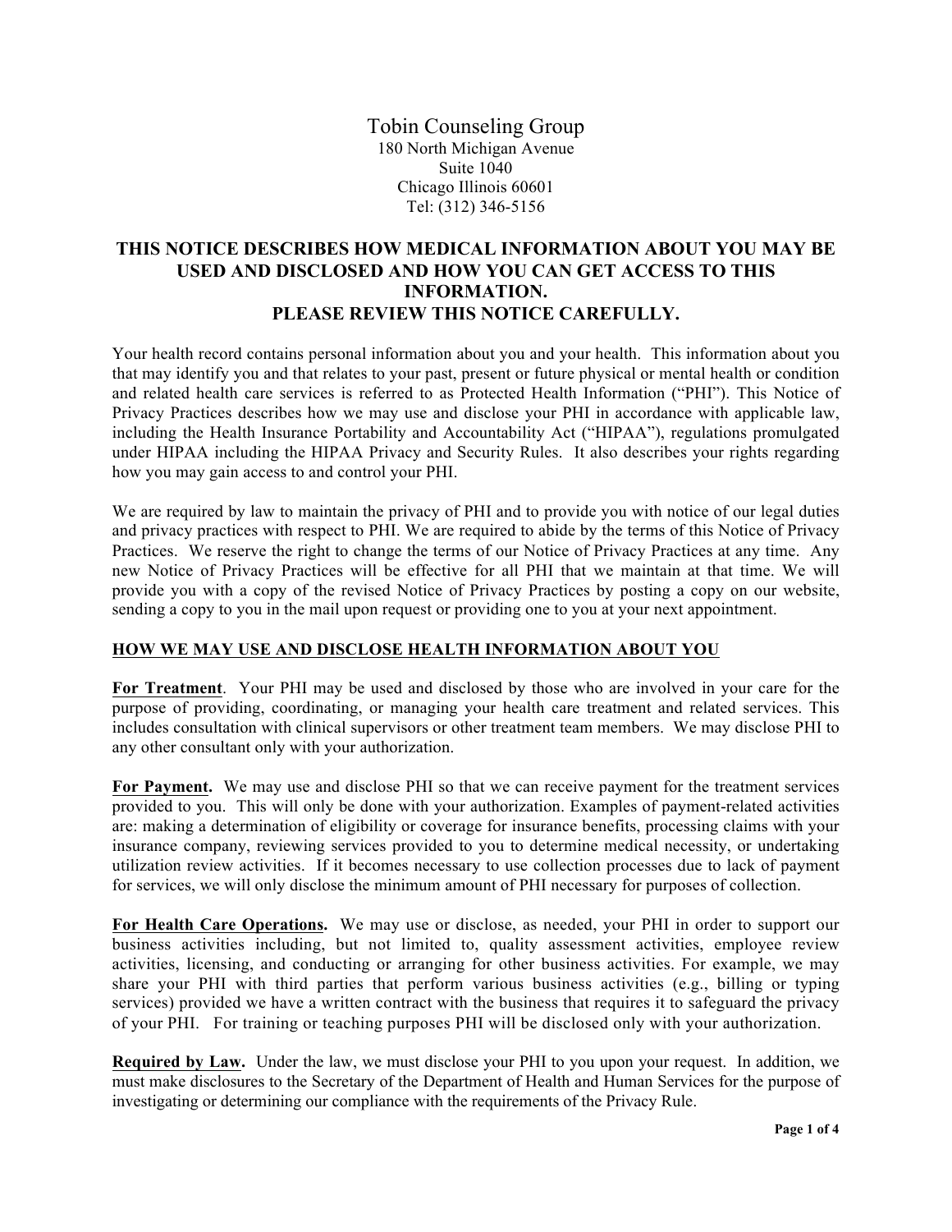# Tobin Counseling Group

180 North Michigan Avenue
Suite 1040
Chicago Illinois 60601
Tel: (312) 346-5156

## THIS NOTICE DESCRIBES HOW MEDICAL INFORMATION ABOUT YOU MAY BE USED AND DISCLOSED AND HOW YOU CAN GET ACCESS TO THIS INFORMATION.
## PLEASE REVIEW THIS NOTICE CAREFULLY.

Your health record contains personal information about you and your health. This information about you that may identify you and that relates to your past, present or future physical or mental health or condition and related health care services is referred to as Protected Health Information ("PHI"). This Notice of Privacy Practices describes how we may use and disclose your PHI in accordance with applicable law, including the Health Insurance Portability and Accountability Act ("HIPAA"), regulations promulgated under HIPAA including the HIPAA Privacy and Security Rules. It also describes your rights regarding how you may gain access to and control your PHI.

We are required by law to maintain the privacy of PHI and to provide you with notice of our legal duties and privacy practices with respect to PHI. We are required to abide by the terms of this Notice of Privacy Practices. We reserve the right to change the terms of our Notice of Privacy Practices at any time. Any new Notice of Privacy Practices will be effective for all PHI that we maintain at that time. We will provide you with a copy of the revised Notice of Privacy Practices by posting a copy on our website, sending a copy to you in the mail upon request or providing one to you at your next appointment.

### HOW WE MAY USE AND DISCLOSE HEALTH INFORMATION ABOUT YOU

**For Treatment**. Your PHI may be used and disclosed by those who are involved in your care for the purpose of providing, coordinating, or managing your health care treatment and related services. This includes consultation with clinical supervisors or other treatment team members. We may disclose PHI to any other consultant only with your authorization.

**For Payment.** We may use and disclose PHI so that we can receive payment for the treatment services provided to you. This will only be done with your authorization. Examples of payment-related activities are: making a determination of eligibility or coverage for insurance benefits, processing claims with your insurance company, reviewing services provided to you to determine medical necessity, or undertaking utilization review activities. If it becomes necessary to use collection processes due to lack of payment for services, we will only disclose the minimum amount of PHI necessary for purposes of collection.

**For Health Care Operations.** We may use or disclose, as needed, your PHI in order to support our business activities including, but not limited to, quality assessment activities, employee review activities, licensing, and conducting or arranging for other business activities. For example, we may share your PHI with third parties that perform various business activities (e.g., billing or typing services) provided we have a written contract with the business that requires it to safeguard the privacy of your PHI. For training or teaching purposes PHI will be disclosed only with your authorization.

**Required by Law.** Under the law, we must disclose your PHI to you upon your request. In addition, we must make disclosures to the Secretary of the Department of Health and Human Services for the purpose of investigating or determining our compliance with the requirements of the Privacy Rule.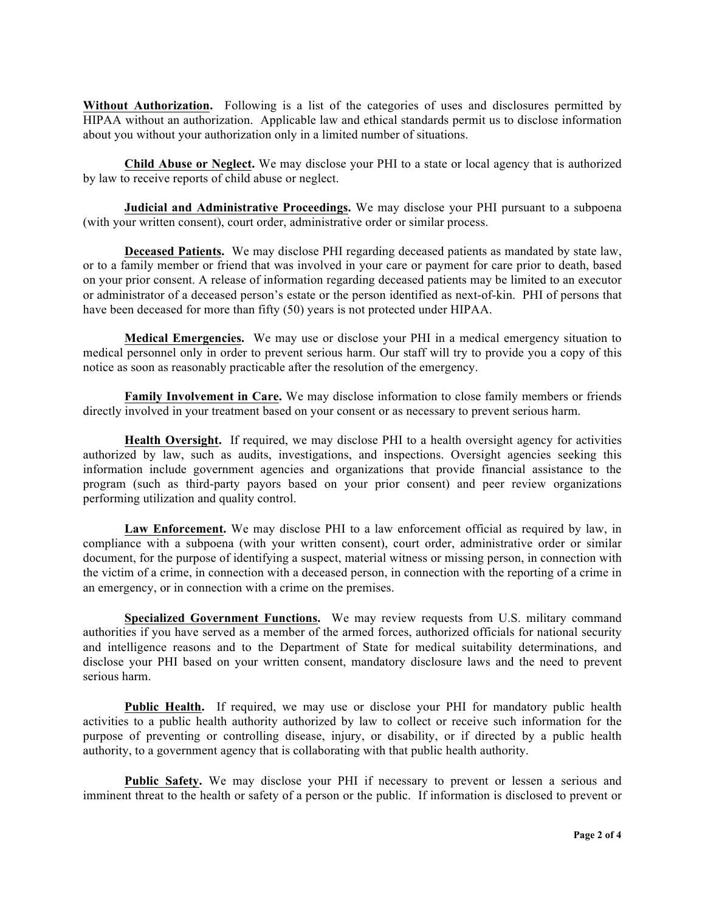**Without Authorization**. Following is a list of the categories of uses and disclosures permitted by HIPAA without an authorization. Applicable law and ethical standards permit us to disclose information about you without your authorization only in a limited number of situations.

**Child Abuse or Neglect.** We may disclose your PHI to a state or local agency that is authorized by law to receive reports of child abuse or neglect.

**Judicial and Administrative Proceedings.** We may disclose your PHI pursuant to a subpoena (with your written consent), court order, administrative order or similar process.

**Deceased Patients.** We may disclose PHI regarding deceased patients as mandated by state law, or to a family member or friend that was involved in your care or payment for care prior to death, based on your prior consent. A release of information regarding deceased patients may be limited to an executor or administrator of a deceased person's estate or the person identified as next-of-kin. PHI of persons that have been deceased for more than fifty (50) years is not protected under HIPAA.

**Medical Emergencies.** We may use or disclose your PHI in a medical emergency situation to medical personnel only in order to prevent serious harm. Our staff will try to provide you a copy of this notice as soon as reasonably practicable after the resolution of the emergency.

**Family Involvement in Care.** We may disclose information to close family members or friends directly involved in your treatment based on your consent or as necessary to prevent serious harm.

**Health Oversight.** If required, we may disclose PHI to a health oversight agency for activities authorized by law, such as audits, investigations, and inspections. Oversight agencies seeking this information include government agencies and organizations that provide financial assistance to the program (such as third-party payors based on your prior consent) and peer review organizations performing utilization and quality control.

**Law Enforcement.** We may disclose PHI to a law enforcement official as required by law, in compliance with a subpoena (with your written consent), court order, administrative order or similar document, for the purpose of identifying a suspect, material witness or missing person, in connection with the victim of a crime, in connection with a deceased person, in connection with the reporting of a crime in an emergency, or in connection with a crime on the premises.

**Specialized Government Functions.** We may review requests from U.S. military command authorities if you have served as a member of the armed forces, authorized officials for national security and intelligence reasons and to the Department of State for medical suitability determinations, and disclose your PHI based on your written consent, mandatory disclosure laws and the need to prevent serious harm.

**Public Health.** If required, we may use or disclose your PHI for mandatory public health activities to a public health authority authorized by law to collect or receive such information for the purpose of preventing or controlling disease, injury, or disability, or if directed by a public health authority, to a government agency that is collaborating with that public health authority.

**Public Safety.** We may disclose your PHI if necessary to prevent or lessen a serious and imminent threat to the health or safety of a person or the public. If information is disclosed to prevent or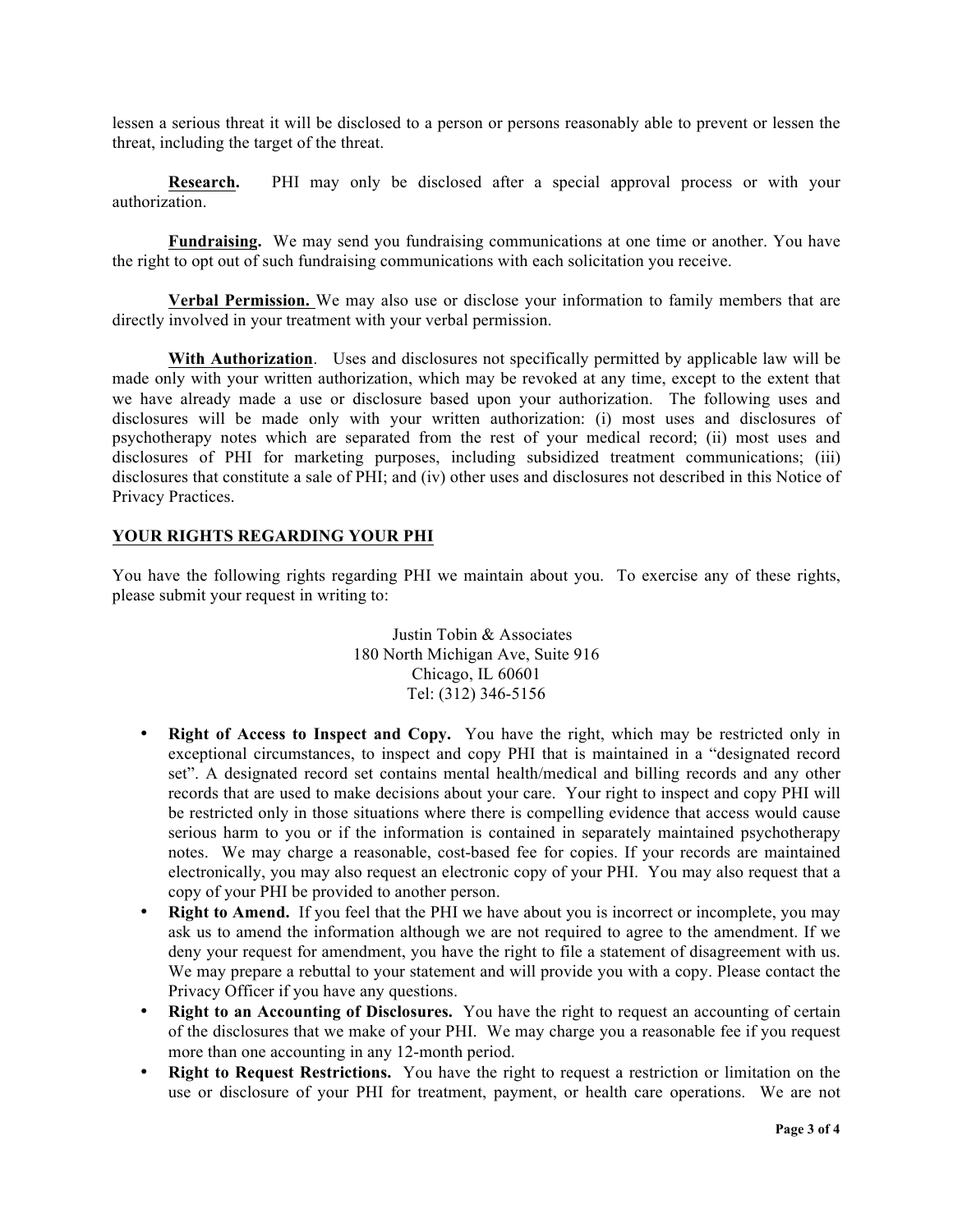lessen a serious threat it will be disclosed to a person or persons reasonably able to prevent or lessen the threat, including the target of the threat.

**Research.** PHI may only be disclosed after a special approval process or with your authorization.

**Fundraising.** We may send you fundraising communications at one time or another. You have the right to opt out of such fundraising communications with each solicitation you receive.

**Verbal Permission.** We may also use or disclose your information to family members that are directly involved in your treatment with your verbal permission.

**With Authorization**. Uses and disclosures not specifically permitted by applicable law will be made only with your written authorization, which may be revoked at any time, except to the extent that we have already made a use or disclosure based upon your authorization. The following uses and disclosures will be made only with your written authorization: (i) most uses and disclosures of psychotherapy notes which are separated from the rest of your medical record; (ii) most uses and disclosures of PHI for marketing purposes, including subsidized treatment communications; (iii) disclosures that constitute a sale of PHI; and (iv) other uses and disclosures not described in this Notice of Privacy Practices.

## YOUR RIGHTS REGARDING YOUR PHI

You have the following rights regarding PHI we maintain about you. To exercise any of these rights, please submit your request in writing to:

Justin Tobin & Associates
180 North Michigan Ave, Suite 916
Chicago, IL 60601
Tel: (312) 346-5156

- **Right of Access to Inspect and Copy.** You have the right, which may be restricted only in exceptional circumstances, to inspect and copy PHI that is maintained in a "designated record set". A designated record set contains mental health/medical and billing records and any other records that are used to make decisions about your care. Your right to inspect and copy PHI will be restricted only in those situations where there is compelling evidence that access would cause serious harm to you or if the information is contained in separately maintained psychotherapy notes. We may charge a reasonable, cost-based fee for copies. If your records are maintained electronically, you may also request an electronic copy of your PHI. You may also request that a copy of your PHI be provided to another person.
- **Right to Amend.** If you feel that the PHI we have about you is incorrect or incomplete, you may ask us to amend the information although we are not required to agree to the amendment. If we deny your request for amendment, you have the right to file a statement of disagreement with us. We may prepare a rebuttal to your statement and will provide you with a copy. Please contact the Privacy Officer if you have any questions.
- **Right to an Accounting of Disclosures.** You have the right to request an accounting of certain of the disclosures that we make of your PHI. We may charge you a reasonable fee if you request more than one accounting in any 12-month period.
- **Right to Request Restrictions.** You have the right to request a restriction or limitation on the use or disclosure of your PHI for treatment, payment, or health care operations. We are not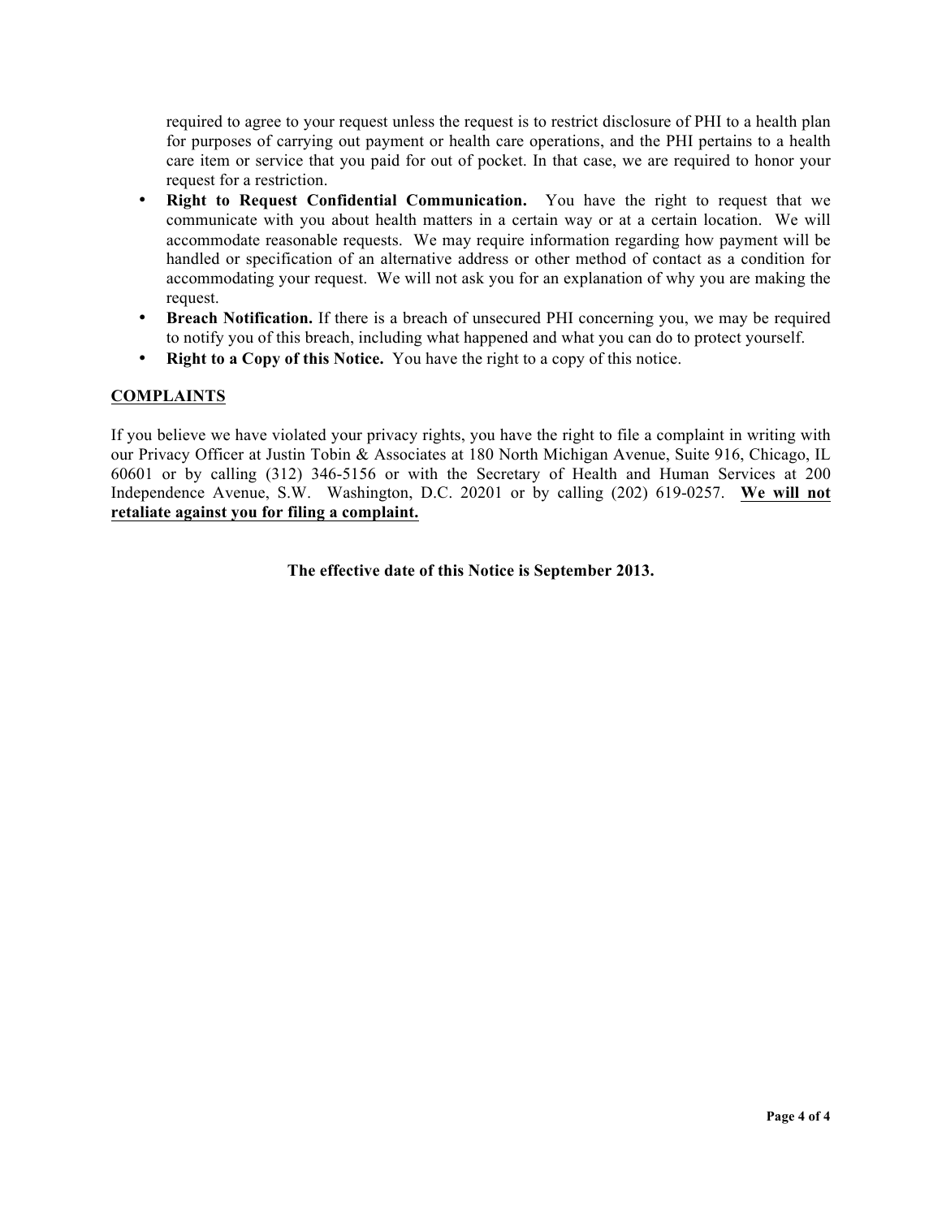required to agree to your request unless the request is to restrict disclosure of PHI to a health plan for purposes of carrying out payment or health care operations, and the PHI pertains to a health care item or service that you paid for out of pocket. In that case, we are required to honor your request for a restriction.

- **Right to Request Confidential Communication.** You have the right to request that we communicate with you about health matters in a certain way or at a certain location. We will accommodate reasonable requests. We may require information regarding how payment will be handled or specification of an alternative address or other method of contact as a condition for accommodating your request. We will not ask you for an explanation of why you are making the request.
- **Breach Notification.** If there is a breach of unsecured PHI concerning you, we may be required to notify you of this breach, including what happened and what you can do to protect yourself.
- **Right to a Copy of this Notice.** You have the right to a copy of this notice.

## COMPLAINTS

If you believe we have violated your privacy rights, you have the right to file a complaint in writing with our Privacy Officer at Justin Tobin & Associates at 180 North Michigan Avenue, Suite 916, Chicago, IL 60601 or by calling (312) 346-5156 or with the Secretary of Health and Human Services at 200 Independence Avenue, S.W. Washington, D.C. 20201 or by calling (202) 619-0257. **We will not retaliate against you for filing a complaint.**

**The effective date of this Notice is September 2013.**